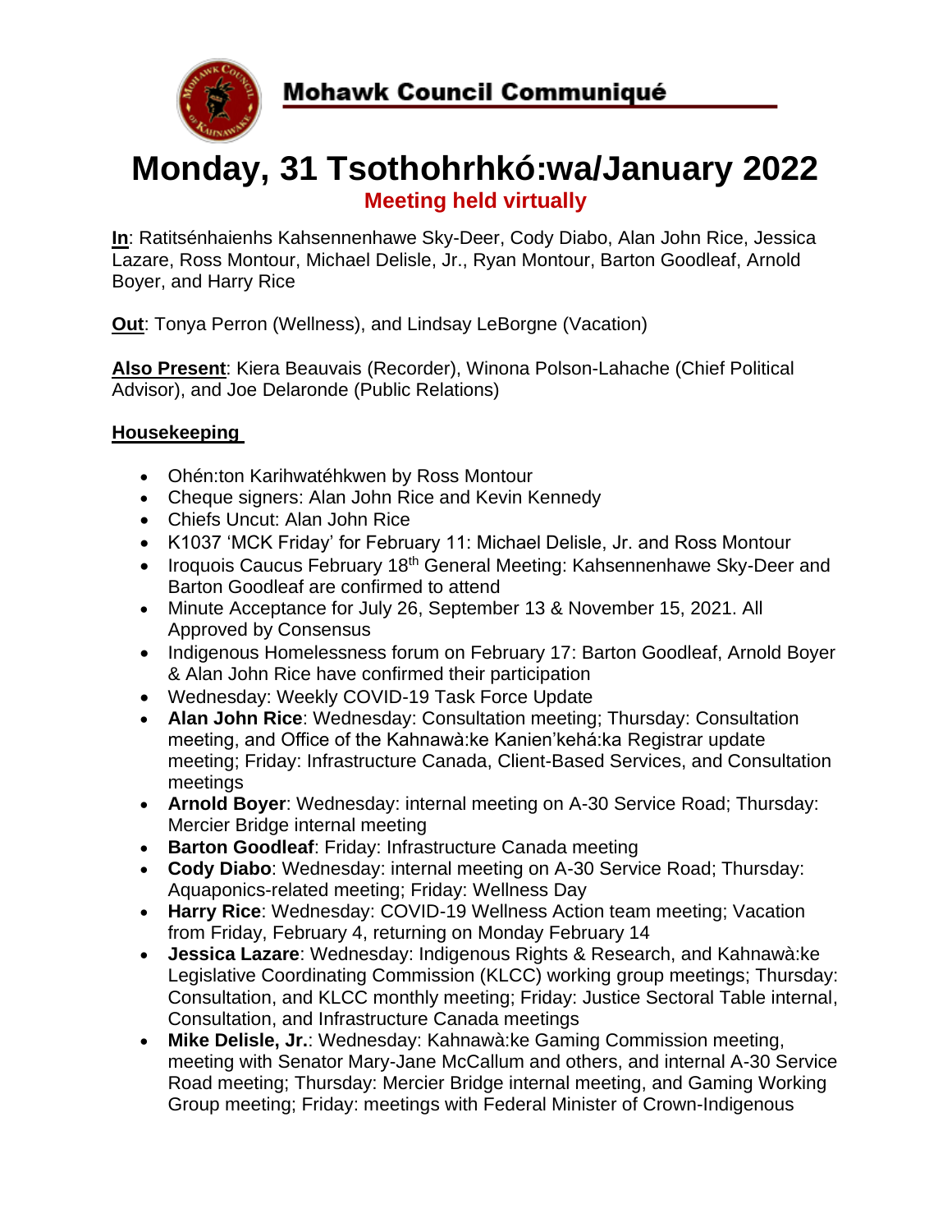# Mohawk Council Communiqué

# Monday, 31 Tsothohrhkó:wa/January 2022

## Meeting held virtually

**In**: Ratitsénhaienhs Kahsennenhawe Sky-Deer, Cody Diabo, Alan John Rice, Jessica Lazare, Ross Montour, Michael Delisle, Jr., Ryan Montour, Barton Goodleaf, Arnold Boyer, and Harry Rice

**Out**: Tonya Perron (Wellness), and Lindsay LeBorgne (Vacation)

**Also Present**: Kiera Beauvais (Recorder), Winona Polson-Lahache (Chief Political Advisor), and Joe Delaronde (Public Relations)

### Housekeeping

- Ohén:ton Karihwatéhkwen by Ross Montour
- Cheque signers: Alan John Rice and Kevin Kennedy
- Chiefs Uncut: Alan John Rice
- K1037 'MCK Friday' for February 11: Michael Delisle, Jr. and Ross Montour
- Iroquois Caucus February 18th General Meeting: Kahsennenhawe Sky-Deer and Barton Goodleaf are confirmed to attend
- Minute Acceptance for July 26, September 13 & November 15, 2021. All Approved by Consensus
- Indigenous Homelessness forum on February 17: Barton Goodleaf, Arnold Boyer & Alan John Rice have confirmed their participation
- Wednesday: Weekly COVID-19 Task Force Update
- **Alan John Rice**: Wednesday: Consultation meeting; Thursday: Consultation meeting, and Office of the Kahnawà:ke Kanien'kehá:ka Registrar update meeting; Friday: Infrastructure Canada, Client-Based Services, and Consultation meetings
- **Arnold Boyer**: Wednesday: internal meeting on A-30 Service Road; Thursday: Mercier Bridge internal meeting
- **Barton Goodleaf**: Friday: Infrastructure Canada meeting
- **Cody Diabo**: Wednesday: internal meeting on A-30 Service Road; Thursday: Aquaponics-related meeting; Friday: Wellness Day
- **Harry Rice**: Wednesday: COVID-19 Wellness Action team meeting; Vacation from Friday, February 4, returning on Monday February 14
- **Jessica Lazare**: Wednesday: Indigenous Rights & Research, and Kahnawà:ke Legislative Coordinating Commission (KLCC) working group meetings; Thursday: Consultation, and KLCC monthly meeting; Friday: Justice Sectoral Table internal, Consultation, and Infrastructure Canada meetings
- **Mike Delisle, Jr.**: Wednesday: Kahnawà:ke Gaming Commission meeting, meeting with Senator Mary-Jane McCallum and others, and internal A-30 Service Road meeting; Thursday: Mercier Bridge internal meeting, and Gaming Working Group meeting; Friday: meetings with Federal Minister of Crown-Indigenous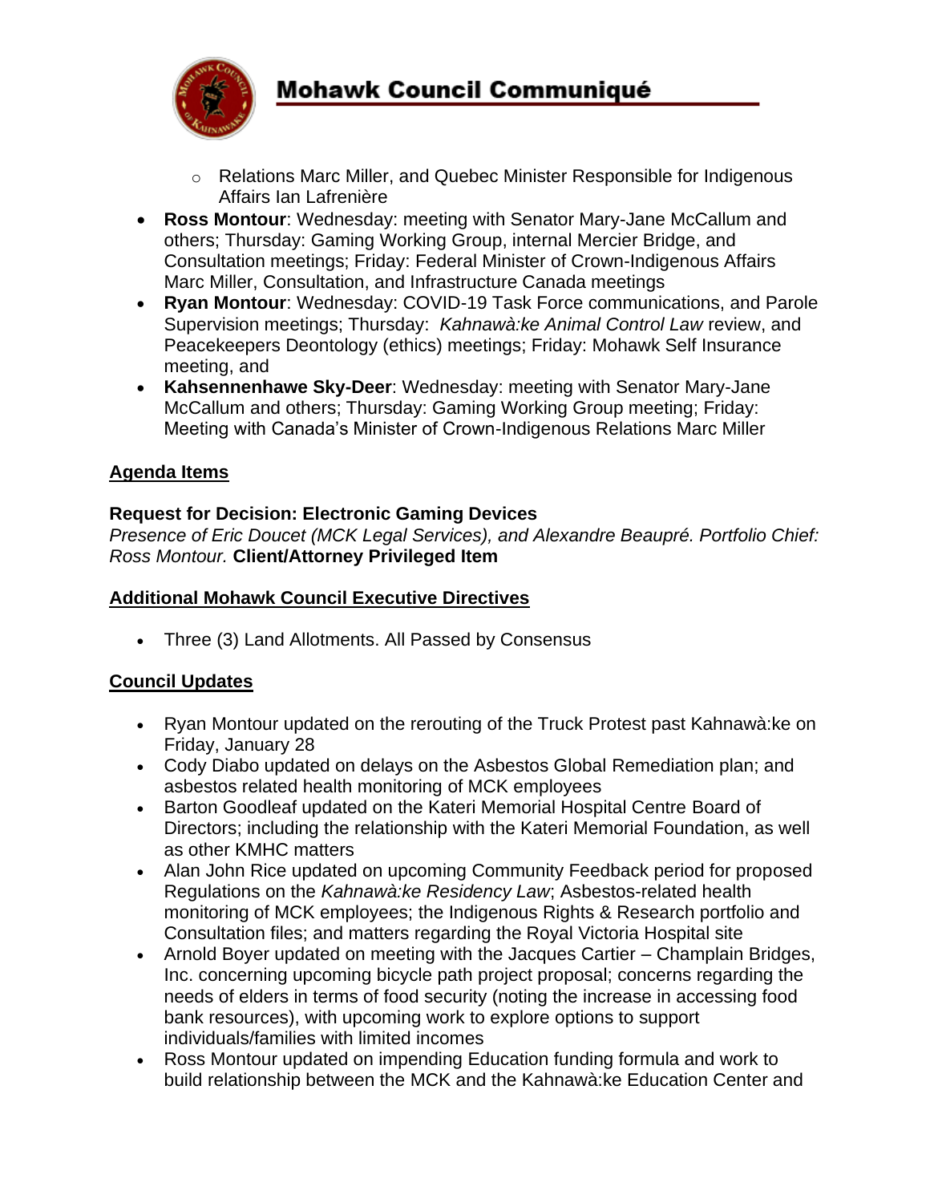- Relations Marc Miller, and Quebec Minister Responsible for Indigenous Affairs Ian Lafrenière
- **Ross Montour**: Wednesday: meeting with Senator Mary-Jane McCallum and others; Thursday: Gaming Working Group, internal Mercier Bridge, and Consultation meetings; Friday: Federal Minister of Crown-Indigenous Affairs Marc Miller, Consultation, and Infrastructure Canada meetings
- **Ryan Montour**: Wednesday: COVID-19 Task Force communications, and Parole Supervision meetings; Thursday: *Kahnawà:ke Animal Control Law* review, and Peacekeepers Deontology (ethics) meetings; Friday: Mohawk Self Insurance meeting, and
- **Kahsennenhawe Sky-Deer**: Wednesday: meeting with Senator Mary-Jane McCallum and others; Thursday: Gaming Working Group meeting; Friday: Meeting with Canada's Minister of Crown-Indigenous Relations Marc Miller

## Agenda Items

**Request for Decision: Electronic Gaming Devices**
*Presence of Eric Doucet (MCK Legal Services), and Alexandre Beaupré. Portfolio Chief: Ross Montour.* **Client/Attorney Privileged Item**

## Additional Mohawk Council Executive Directives

- Three (3) Land Allotments. All Passed by Consensus

## Council Updates

- Ryan Montour updated on the rerouting of the Truck Protest past Kahnawà:ke on Friday, January 28
- Cody Diabo updated on delays on the Asbestos Global Remediation plan; and asbestos related health monitoring of MCK employees
- Barton Goodleaf updated on the Kateri Memorial Hospital Centre Board of Directors; including the relationship with the Kateri Memorial Foundation, as well as other KMHC matters
- Alan John Rice updated on upcoming Community Feedback period for proposed Regulations on the *Kahnawà:ke Residency Law*; Asbestos-related health monitoring of MCK employees; the Indigenous Rights & Research portfolio and Consultation files; and matters regarding the Royal Victoria Hospital site
- Arnold Boyer updated on meeting with the Jacques Cartier – Champlain Bridges, Inc. concerning upcoming bicycle path project proposal; concerns regarding the needs of elders in terms of food security (noting the increase in accessing food bank resources), with upcoming work to explore options to support individuals/families with limited incomes
- Ross Montour updated on impending Education funding formula and work to build relationship between the MCK and the Kahnawà:ke Education Center and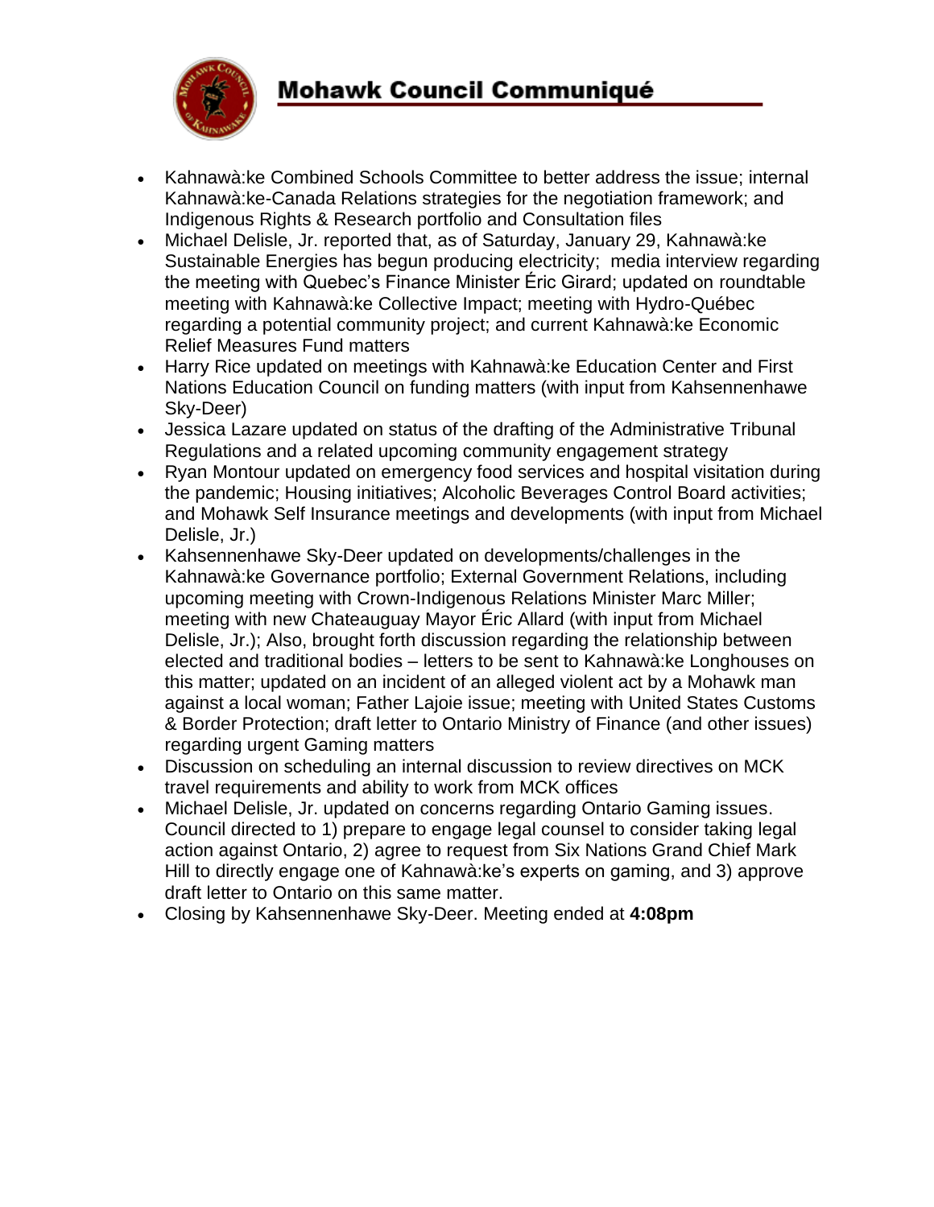- Kahnawà:ke Combined Schools Committee to better address the issue; internal Kahnawà:ke-Canada Relations strategies for the negotiation framework; and Indigenous Rights & Research portfolio and Consultation files
- Michael Delisle, Jr. reported that, as of Saturday, January 29, Kahnawà:ke Sustainable Energies has begun producing electricity; media interview regarding the meeting with Quebec's Finance Minister Éric Girard; updated on roundtable meeting with Kahnawà:ke Collective Impact; meeting with Hydro-Québec regarding a potential community project; and current Kahnawà:ke Economic Relief Measures Fund matters
- Harry Rice updated on meetings with Kahnawà:ke Education Center and First Nations Education Council on funding matters (with input from Kahsennenhawe Sky-Deer)
- Jessica Lazare updated on status of the drafting of the Administrative Tribunal Regulations and a related upcoming community engagement strategy
- Ryan Montour updated on emergency food services and hospital visitation during the pandemic; Housing initiatives; Alcoholic Beverages Control Board activities; and Mohawk Self Insurance meetings and developments (with input from Michael Delisle, Jr.)
- Kahsennenhawe Sky-Deer updated on developments/challenges in the Kahnawà:ke Governance portfolio; External Government Relations, including upcoming meeting with Crown-Indigenous Relations Minister Marc Miller; meeting with new Chateauguay Mayor Éric Allard (with input from Michael Delisle, Jr.); Also, brought forth discussion regarding the relationship between elected and traditional bodies – letters to be sent to Kahnawà:ke Longhouses on this matter; updated on an incident of an alleged violent act by a Mohawk man against a local woman; Father Lajoie issue; meeting with United States Customs & Border Protection; draft letter to Ontario Ministry of Finance (and other issues) regarding urgent Gaming matters
- Discussion on scheduling an internal discussion to review directives on MCK travel requirements and ability to work from MCK offices
- Michael Delisle, Jr. updated on concerns regarding Ontario Gaming issues. Council directed to 1) prepare to engage legal counsel to consider taking legal action against Ontario, 2) agree to request from Six Nations Grand Chief Mark Hill to directly engage one of Kahnawà:ke's experts on gaming, and 3) approve draft letter to Ontario on this same matter.
- Closing by Kahsennenhawe Sky-Deer. Meeting ended at **4:08pm**